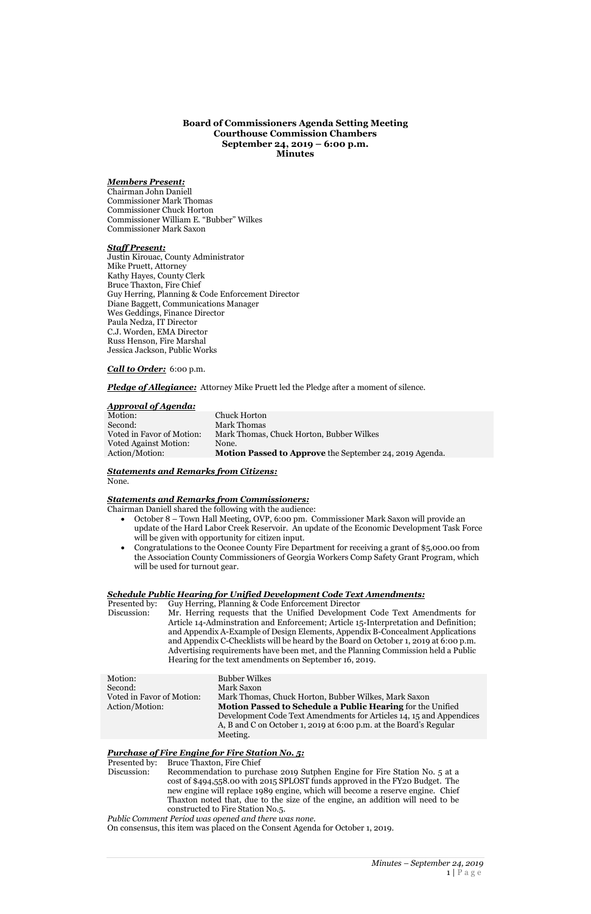**Board of Commissioners Agenda Setting Meeting**
**Courthouse Commission Chambers**
**September 24, 2019 – 6:00 p.m.**
**Minutes**

***Members Present:***
Chairman John Daniell
Commissioner Mark Thomas
Commissioner Chuck Horton
Commissioner William E. "Bubber" Wilkes
Commissioner Mark Saxon

***Staff Present:***
Justin Kirouac, County Administrator
Mike Pruett, Attorney
Kathy Hayes, County Clerk
Bruce Thaxton, Fire Chief
Guy Herring, Planning & Code Enforcement Director
Diane Baggett, Communications Manager
Wes Geddings, Finance Director
Paula Nedza, IT Director
C.J. Worden, EMA Director
Russ Henson, Fire Marshal
Jessica Jackson, Public Works

***Call to Order:*** 6:00 p.m.

***Pledge of Allegiance:*** Attorney Mike Pruett led the Pledge after a moment of silence.

***Approval of Agenda:***

| | |
|---|---|
| Motion: | Chuck Horton |
| Second: | Mark Thomas |
| Voted in Favor of Motion: | Mark Thomas, Chuck Horton, Bubber Wilkes |
| Voted Against Motion: | None. |
| Action/Motion: | **Motion Passed to Approve** the September 24, 2019 Agenda. |

***Statements and Remarks from Citizens:***
None.

***Statements and Remarks from Commissioners:***
Chairman Daniell shared the following with the audience:

- October 8 – Town Hall Meeting, OVP, 6:00 pm. Commissioner Mark Saxon will provide an update of the Hard Labor Creek Reservoir. An update of the Economic Development Task Force will be given with opportunity for citizen input.
- Congratulations to the Oconee County Fire Department for receiving a grant of $5,000.00 from the Association County Commissioners of Georgia Workers Comp Safety Grant Program, which will be used for turnout gear.

***Schedule Public Hearing for Unified Development Code Text Amendments:***

| | |
|---|---|
| Presented by: | Guy Herring, Planning & Code Enforcement Director |
| Discussion: | Mr. Herring requests that the Unified Development Code Text Amendments for Article 14-Adminstration and Enforcement; Article 15-Interpretation and Definition; and Appendix A-Example of Design Elements, Appendix B-Concealment Applications and Appendix C-Checklists will be heard by the Board on October 1, 2019 at 6:00 p.m. Advertising requirements have been met, and the Planning Commission held a Public Hearing for the text amendments on September 16, 2019. |

| | |
|---|---|
| Motion: | Bubber Wilkes |
| Second: | Mark Saxon |
| Voted in Favor of Motion: | Mark Thomas, Chuck Horton, Bubber Wilkes, Mark Saxon |
| Action/Motion: | **Motion Passed to Schedule a Public Hearing** for the Unified Development Code Text Amendments for Articles 14, 15 and Appendices A, B and C on October 1, 2019 at 6:00 p.m. at the Board's Regular Meeting. |

***Purchase of Fire Engine for Fire Station No. 5:***

| | |
|---|---|
| Presented by: | Bruce Thaxton, Fire Chief |
| Discussion: | Recommendation to purchase 2019 Sutphen Engine for Fire Station No. 5 at a cost of $494,558.00 with 2015 SPLOST funds approved in the FY20 Budget. The new engine will replace 1989 engine, which will become a reserve engine. Chief Thaxton noted that, due to the size of the engine, an addition will need to be constructed to Fire Station No.5. |

*Public Comment Period was opened and there was none.*
On consensus, this item was placed on the Consent Agenda for October 1, 2019.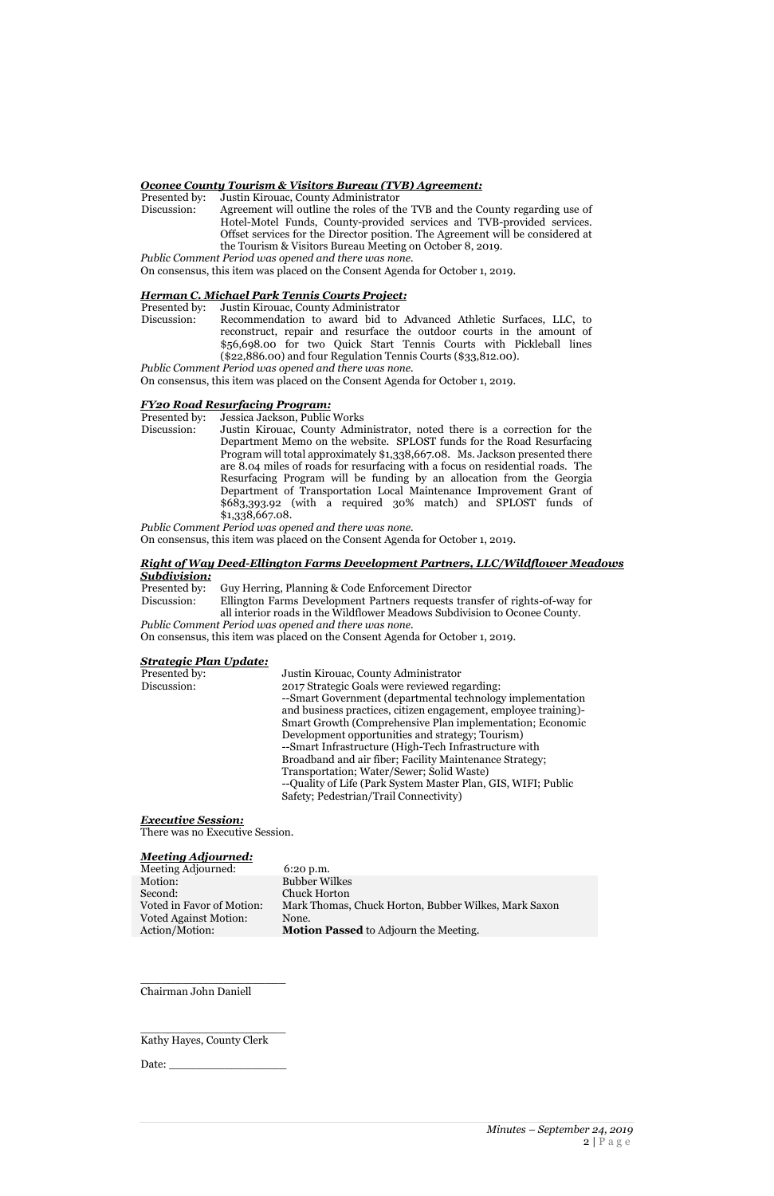***Oconee County Tourism & Visitors Bureau (TVB) Agreement:***

Presented by: Justin Kirouac, County Administrator

Discussion: Agreement will outline the roles of the TVB and the County regarding use of Hotel-Motel Funds, County-provided services and TVB-provided services. Offset services for the Director position. The Agreement will be considered at the Tourism & Visitors Bureau Meeting on October 8, 2019.

*Public Comment Period was opened and there was none.*

On consensus, this item was placed on the Consent Agenda for October 1, 2019.

***Herman C. Michael Park Tennis Courts Project:***

Presented by: Justin Kirouac, County Administrator

Discussion: Recommendation to award bid to Advanced Athletic Surfaces, LLC, to reconstruct, repair and resurface the outdoor courts in the amount of $56,698.00 for two Quick Start Tennis Courts with Pickleball lines ($22,886.00) and four Regulation Tennis Courts ($33,812.00).

*Public Comment Period was opened and there was none.*

On consensus, this item was placed on the Consent Agenda for October 1, 2019.

***FY20 Road Resurfacing Program:***

Presented by: Jessica Jackson, Public Works

Discussion: Justin Kirouac, County Administrator, noted there is a correction for the Department Memo on the website. SPLOST funds for the Road Resurfacing Program will total approximately $1,338,667.08. Ms. Jackson presented there are 8.04 miles of roads for resurfacing with a focus on residential roads. The Resurfacing Program will be funding by an allocation from the Georgia Department of Transportation Local Maintenance Improvement Grant of $683,393.92 (with a required 30% match) and SPLOST funds of $1,338,667.08.

*Public Comment Period was opened and there was none.*

On consensus, this item was placed on the Consent Agenda for October 1, 2019.

***Right of Way Deed-Ellington Farms Development Partners, LLC/Wildflower Meadows Subdivision:***

Presented by: Guy Herring, Planning & Code Enforcement Director

Discussion: Ellington Farms Development Partners requests transfer of rights-of-way for all interior roads in the Wildflower Meadows Subdivision to Oconee County.

*Public Comment Period was opened and there was none.*

On consensus, this item was placed on the Consent Agenda for October 1, 2019.

***Strategic Plan Update:***

Presented by: Justin Kirouac, County Administrator

Discussion: 2017 Strategic Goals were reviewed regarding:
--Smart Government (departmental technology implementation and business practices, citizen engagement, employee training)-
Smart Growth (Comprehensive Plan implementation; Economic Development opportunities and strategy; Tourism)
--Smart Infrastructure (High-Tech Infrastructure with Broadband and air fiber; Facility Maintenance Strategy; Transportation; Water/Sewer; Solid Waste)
--Quality of Life (Park System Master Plan, GIS, WIFI; Public Safety; Pedestrian/Trail Connectivity)

***Executive Session:***

There was no Executive Session.

***Meeting Adjourned:***

| | |
|---|---|
| Meeting Adjourned: | 6:20 p.m. |
| Motion: | Bubber Wilkes |
| Second: | Chuck Horton |
| Voted in Favor of Motion: | Mark Thomas, Chuck Horton, Bubber Wilkes, Mark Saxon |
| Voted Against Motion: | None. |
| Action/Motion: | **Motion Passed** to Adjourn the Meeting. |

______________________

Chairman John Daniell

______________________

Kathy Hayes, County Clerk

Date: _________________

*Minutes – September 24, 2019*